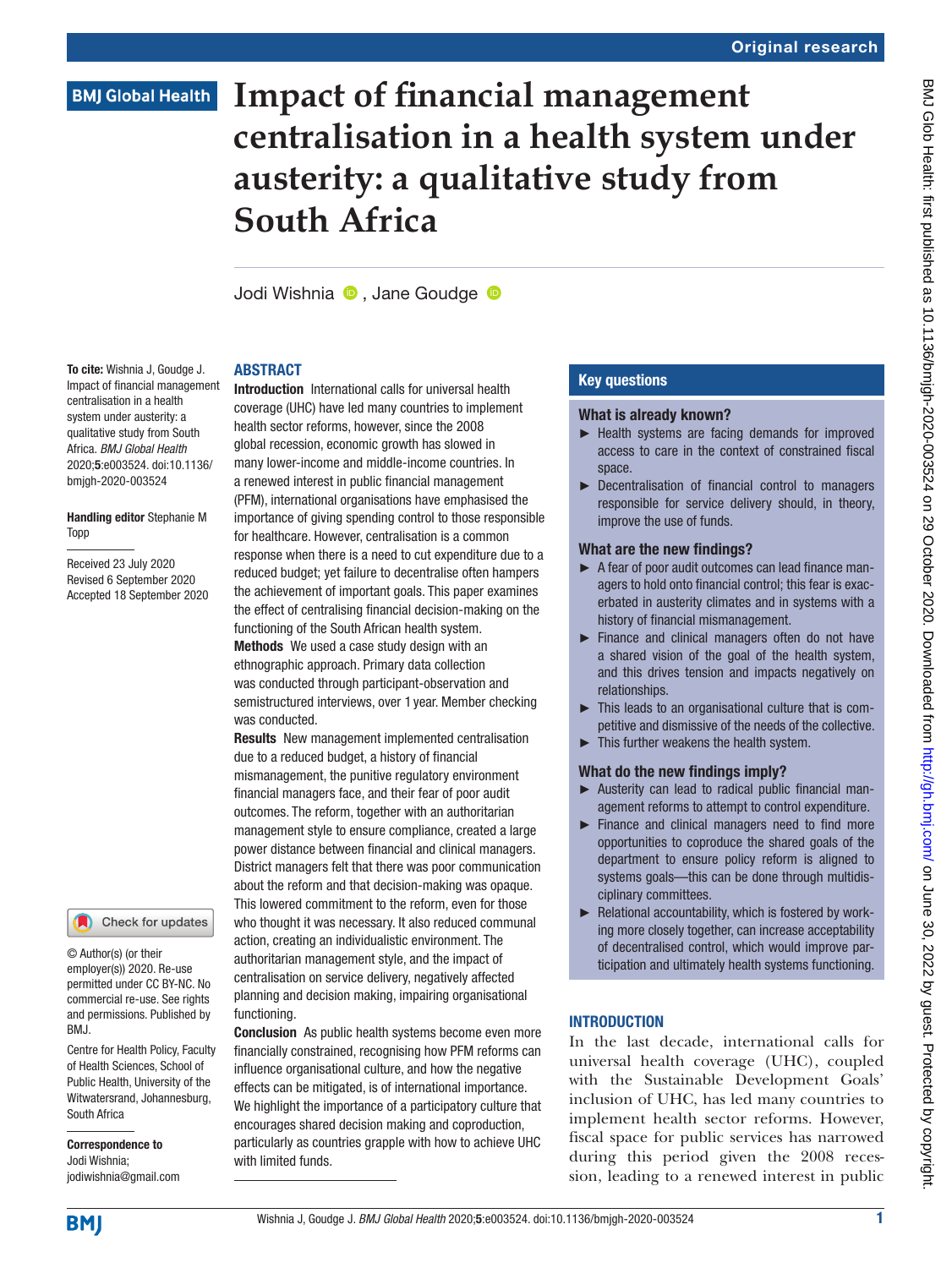Original research

BMJ Global Health

# Impact of financial management centralisation in a health system under austerity: a qualitative study from South Africa

Jodi Wishnia, Jane Goudge

**To cite:** Wishnia J, Goudge J. Impact of financial management centralisation in a health system under austerity: a qualitative study from South Africa. *BMJ Global Health* 2020;**5**:e003524. doi:10.1136/bmjgh-2020-003524

**Handling editor** Stephanie M Topp

Received 23 July 2020
Revised 6 September 2020
Accepted 18 September 2020

© Author(s) (or their employer(s)) 2020. Re-use permitted under CC BY-NC. No commercial re-use. See rights and permissions. Published by BMJ.

Centre for Health Policy, Faculty of Health Sciences, School of Public Health, University of the Witwatersrand, Johannesburg, South Africa

**Correspondence to**
Jodi Wishnia;
jodiwishnia@gmail.com

## ABSTRACT

**Introduction** International calls for universal health coverage (UHC) have led many countries to implement health sector reforms, however, since the 2008 global recession, economic growth has slowed in many lower-income and middle-income countries. In a renewed interest in public financial management (PFM), international organisations have emphasised the importance of giving spending control to those responsible for healthcare. However, centralisation is a common response when there is a need to cut expenditure due to a reduced budget; yet failure to decentralise often hampers the achievement of important goals. This paper examines the effect of centralising financial decision-making on the functioning of the South African health system.

**Methods** We used a case study design with an ethnographic approach. Primary data collection was conducted through participant-observation and semistructured interviews, over 1 year. Member checking was conducted.

**Results** New management implemented centralisation due to a reduced budget, a history of financial mismanagement, the punitive regulatory environment financial managers face, and their fear of poor audit outcomes. The reform, together with an authoritarian management style to ensure compliance, created a large power distance between financial and clinical managers. District managers felt that there was poor communication about the reform and that decision-making was opaque. This lowered commitment to the reform, even for those who thought it was necessary. It also reduced communal action, creating an individualistic environment. The authoritarian management style, and the impact of centralisation on service delivery, negatively affected planning and decision making, impairing organisational functioning.

**Conclusion** As public health systems become even more financially constrained, recognising how PFM reforms can influence organisational culture, and how the negative effects can be mitigated, is of international importance. We highlight the importance of a participatory culture that encourages shared decision making and coproduction, particularly as countries grapple with how to achieve UHC with limited funds.

## Key questions

### What is already known?

- Health systems are facing demands for improved access to care in the context of constrained fiscal space.
- Decentralisation of financial control to managers responsible for service delivery should, in theory, improve the use of funds.

### What are the new findings?

- A fear of poor audit outcomes can lead finance managers to hold onto financial control; this fear is exacerbated in austerity climates and in systems with a history of financial mismanagement.
- Finance and clinical managers often do not have a shared vision of the goal of the health system, and this drives tension and impacts negatively on relationships.
- This leads to an organisational culture that is competitive and dismissive of the needs of the collective.
- This further weakens the health system.

### What do the new findings imply?

- Austerity can lead to radical public financial management reforms to attempt to control expenditure.
- Finance and clinical managers need to find more opportunities to coproduce the shared goals of the department to ensure policy reform is aligned to systems goals—this can be done through multidisciplinary committees.
- Relational accountability, which is fostered by working more closely together, can increase acceptability of decentralised control, which would improve participation and ultimately health systems functioning.

## INTRODUCTION

In the last decade, international calls for universal health coverage (UHC), coupled with the Sustainable Development Goals' inclusion of UHC, has led many countries to implement health sector reforms. However, fiscal space for public services has narrowed during this period given the 2008 recession, leading to a renewed interest in public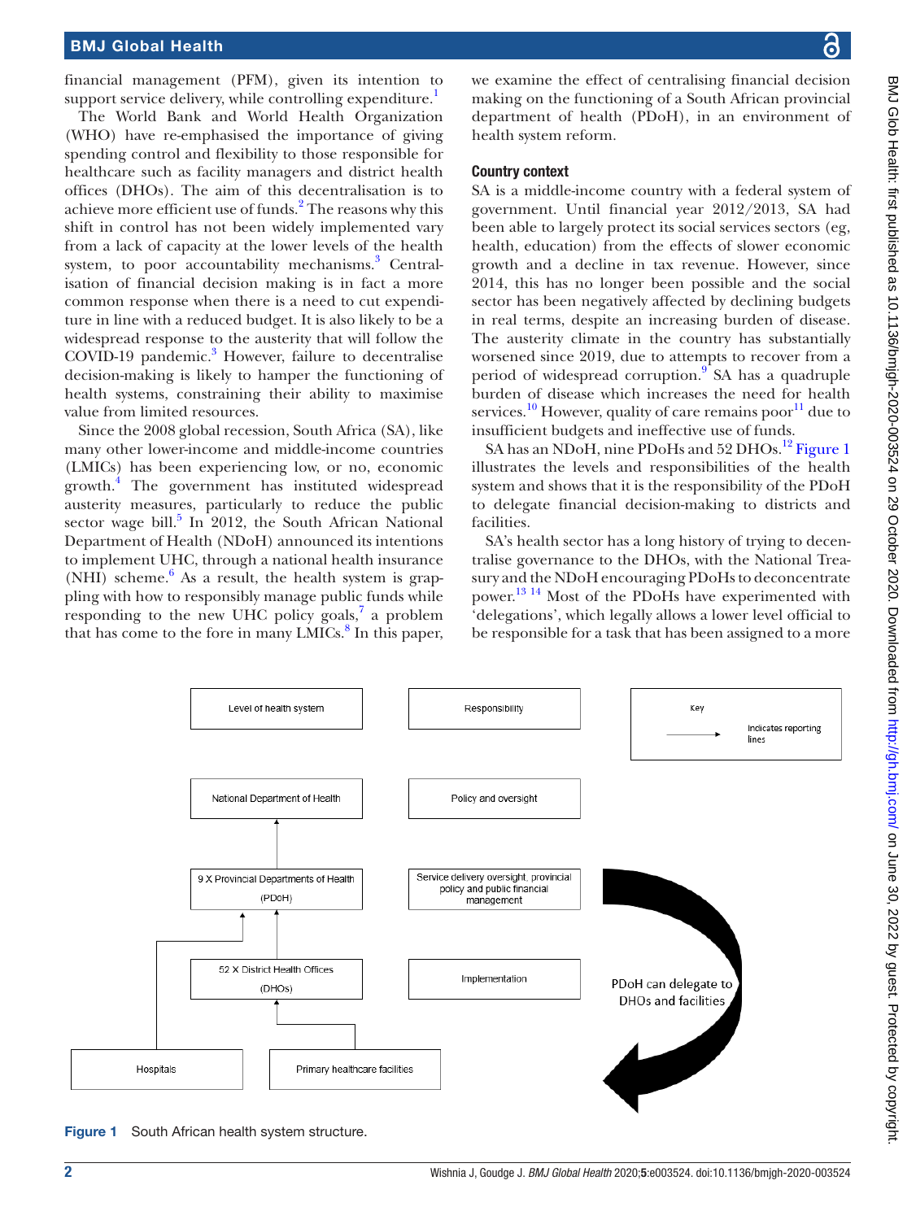financial management (PFM), given its intention to support service delivery, while controlling expenditure.[1]

The World Bank and World Health Organization (WHO) have re-emphasised the importance of giving spending control and flexibility to those responsible for healthcare such as facility managers and district health offices (DHOs). The aim of this decentralisation is to achieve more efficient use of funds.[2] The reasons why this shift in control has not been widely implemented vary from a lack of capacity at the lower levels of the health system, to poor accountability mechanisms.[3] Centralisation of financial decision making is in fact a more common response when there is a need to cut expenditure in line with a reduced budget. It is also likely to be a widespread response to the austerity that will follow the COVID-19 pandemic.[3] However, failure to decentralise decision-making is likely to hamper the functioning of health systems, constraining their ability to maximise value from limited resources.

Since the 2008 global recession, South Africa (SA), like many other lower-income and middle-income countries (LMICs) has been experiencing low, or no, economic growth.[4] The government has instituted widespread austerity measures, particularly to reduce the public sector wage bill.[5] In 2012, the South African National Department of Health (NDoH) announced its intentions to implement UHC, through a national health insurance (NHI) scheme.[6] As a result, the health system is grappling with how to responsibly manage public funds while responding to the new UHC policy goals,[7] a problem that has come to the fore in many LMICs.[8] In this paper, we examine the effect of centralising financial decision making on the functioning of a South African provincial department of health (PDoH), in an environment of health system reform.

## Country context

SA is a middle-income country with a federal system of government. Until financial year 2012/2013, SA had been able to largely protect its social services sectors (eg, health, education) from the effects of slower economic growth and a decline in tax revenue. However, since 2014, this has no longer been possible and the social sector has been negatively affected by declining budgets in real terms, despite an increasing burden of disease. The austerity climate in the country has substantially worsened since 2019, due to attempts to recover from a period of widespread corruption.[9] SA has a quadruple burden of disease which increases the need for health services.[10] However, quality of care remains poor[11] due to insufficient budgets and ineffective use of funds.

SA has an NDoH, nine PDoHs and 52 DHOs.[12] Figure 1 illustrates the levels and responsibilities of the health system and shows that it is the responsibility of the PDoH to delegate financial decision-making to districts and facilities.

SA's health sector has a long history of trying to decentralise governance to the DHOs, with the National Treasury and the NDoH encouraging PDoHs to deconcentrate power.[13,14] Most of the PDoHs have experimented with 'delegations', which legally allows a lower level official to be responsible for a task that has been assigned to a more

Level of health system
Responsibility
Key
Indicates reporting lines
National Department of Health
Policy and oversight
9 X Provincial Departments of Health (PDoH)
Service delivery oversight, provincial policy and public financial management
52 X District Health Offices (DHOs)
Implementation
PDoH can delegate to DHOs and facilities
Hospitals
Primary healthcare facilities

Figure 1 South African health system structure.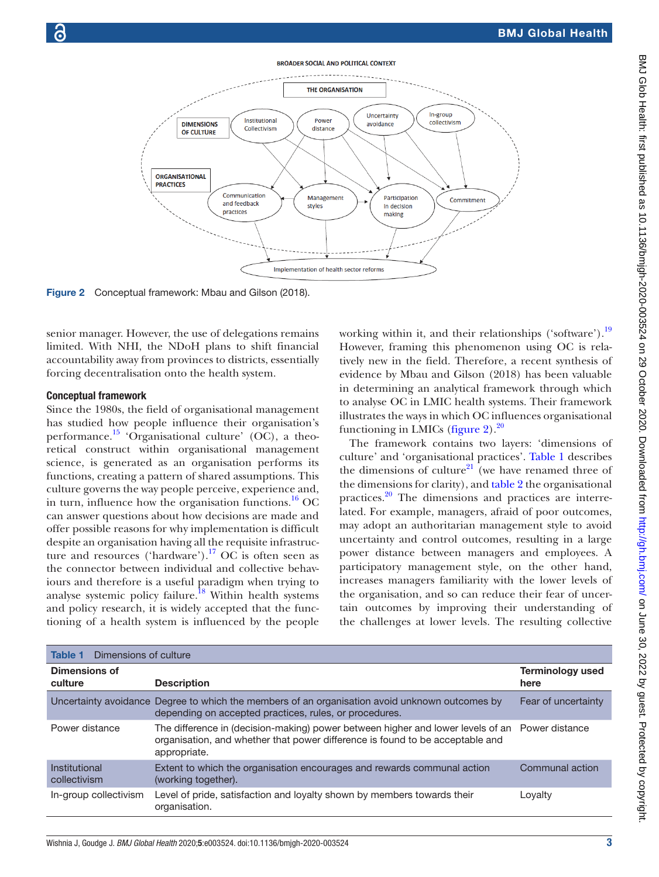BROADER SOCIAL AND POLITICAL CONTEXT

THE ORGANISATION

DIMENSIONS OF CULTURE

Institutional Collectivism

Power distance

Uncertainty avoidance

In-group collectivism

ORGANISATIONAL PRACTICES

Communication and feedback practices

Management styles

Participation in decision making

Commitment

Implementation of health sector reforms

Figure 2 Conceptual framework: Mbau and Gilson (2018).

senior manager. However, the use of delegations remains limited. With NHI, the NDoH plans to shift financial accountability away from provinces to districts, essentially forcing decentralisation onto the health system.

### Conceptual framework

Since the 1980s, the field of organisational management has studied how people influence their organisation's performance.[15] 'Organisational culture' (OC), a theoretical construct within organisational management science, is generated as an organisation performs its functions, creating a pattern of shared assumptions. This culture governs the way people perceive, experience and, in turn, influence how the organisation functions.[16] OC can answer questions about how decisions are made and offer possible reasons for why implementation is difficult despite an organisation having all the requisite infrastructure and resources ('hardware').[17] OC is often seen as the connector between individual and collective behaviours and therefore is a useful paradigm when trying to analyse systemic policy failure.[18] Within health systems and policy research, it is widely accepted that the functioning of a health system is influenced by the people working within it, and their relationships ('software').[19] However, framing this phenomenon using OC is relatively new in the field. Therefore, a recent synthesis of evidence by Mbau and Gilson (2018) has been valuable in determining an analytical framework through which to analyse OC in LMIC health systems. Their framework illustrates the ways in which OC influences organisational functioning in LMICs (figure 2).[20]

The framework contains two layers: 'dimensions of culture' and 'organisational practices'. Table 1 describes the dimensions of culture[21] (we have renamed three of the dimensions for clarity), and table 2 the organisational practices.[20] The dimensions and practices are interrelated. For example, managers, afraid of poor outcomes, may adopt an authoritarian management style to avoid uncertainty and control outcomes, resulting in a large power distance between managers and employees. A participatory management style, on the other hand, increases managers familiarity with the lower levels of the organisation, and so can reduce their fear of uncertain outcomes by improving their understanding of the challenges at lower levels. The resulting collective

Table 1 Dimensions of culture

| Dimensions of culture | Description | Terminology used here |
|---|---|---|
| Uncertainty avoidance | Degree to which the members of an organisation avoid unknown outcomes by depending on accepted practices, rules, or procedures. | Fear of uncertainty |
| Power distance | The difference in (decision-making) power between higher and lower levels of an organisation, and whether that power difference is found to be acceptable and appropriate. | Power distance |
| Institutional collectivism | Extent to which the organisation encourages and rewards communal action (working together). | Communal action |
| In-group collectivism | Level of pride, satisfaction and loyalty shown by members towards their organisation. | Loyalty |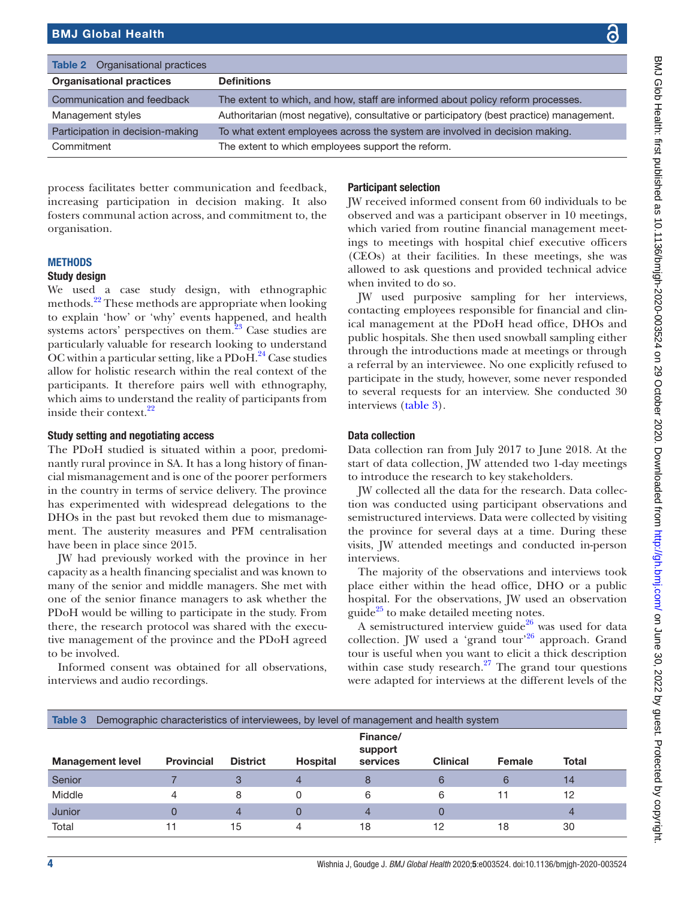Table 2 Organisational practices

| Organisational practices | Definitions |
|---|---|
| Communication and feedback | The extent to which, and how, staff are informed about policy reform processes. |
| Management styles | Authoritarian (most negative), consultative or participatory (best practice) management. |
| Participation in decision-making | To what extent employees across the system are involved in decision making. |
| Commitment | The extent to which employees support the reform. |

process facilitates better communication and feedback, increasing participation in decision making. It also fosters communal action across, and commitment to, the organisation.

## METHODS

### Study design

We used a case study design, with ethnographic methods.[22] These methods are appropriate when looking to explain 'how' or 'why' events happened, and health systems actors' perspectives on them.[23] Case studies are particularly valuable for research looking to understand OC within a particular setting, like a PDoH.[24] Case studies allow for holistic research within the real context of the participants. It therefore pairs well with ethnography, which aims to understand the reality of participants from inside their context.[22]

### Study setting and negotiating access

The PDoH studied is situated within a poor, predominantly rural province in SA. It has a long history of financial mismanagement and is one of the poorer performers in the country in terms of service delivery. The province has experimented with widespread delegations to the DHOs in the past but revoked them due to mismanagement. The austerity measures and PFM centralisation have been in place since 2015.

JW had previously worked with the province in her capacity as a health financing specialist and was known to many of the senior and middle managers. She met with one of the senior finance managers to ask whether the PDoH would be willing to participate in the study. From there, the research protocol was shared with the executive management of the province and the PDoH agreed to be involved.

Informed consent was obtained for all observations, interviews and audio recordings.

### Participant selection

JW received informed consent from 60 individuals to be observed and was a participant observer in 10 meetings, which varied from routine financial management meetings to meetings with hospital chief executive officers (CEOs) at their facilities. In these meetings, she was allowed to ask questions and provided technical advice when invited to do so.

JW used purposive sampling for her interviews, contacting employees responsible for financial and clinical management at the PDoH head office, DHOs and public hospitals. She then used snowball sampling either through the introductions made at meetings or through a referral by an interviewee. No one explicitly refused to participate in the study, however, some never responded to several requests for an interview. She conducted 30 interviews (table 3).

### Data collection

Data collection ran from July 2017 to June 2018. At the start of data collection, JW attended two 1-day meetings to introduce the research to key stakeholders.

JW collected all the data for the research. Data collection was conducted using participant observations and semistructured interviews. Data were collected by visiting the province for several days at a time. During these visits, JW attended meetings and conducted in-person interviews.

The majority of the observations and interviews took place either within the head office, DHO or a public hospital. For the observations, JW used an observation guide[25] to make detailed meeting notes.

A semistructured interview guide[26] was used for data collection. JW used a 'grand tour'[26] approach. Grand tour is useful when you want to elicit a thick description within case study research.[27] The grand tour questions were adapted for interviews at the different levels of the

Table 3 Demographic characteristics of interviewees, by level of management and health system

| Management level | Provincial | District | Hospital | Finance/ support services | Clinical | Female | Total |
|---|---|---|---|---|---|---|---|
| Senior | 7 | 3 | 4 | 8 | 6 | 6 | 14 |
| Middle | 4 | 8 | 0 | 6 | 6 | 11 | 12 |
| Junior | 0 | 4 | 0 | 4 | 0 | | 4 |
| Total | 11 | 15 | 4 | 18 | 12 | 18 | 30 |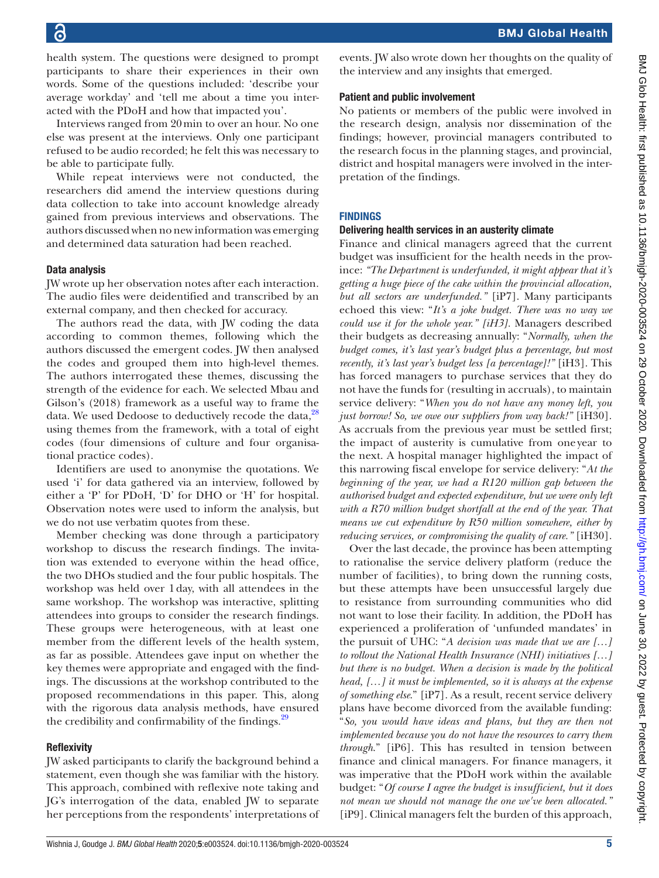health system. The questions were designed to prompt participants to share their experiences in their own words. Some of the questions included: 'describe your average workday' and 'tell me about a time you interacted with the PDoH and how that impacted you'.

Interviews ranged from 20 min to over an hour. No one else was present at the interviews. Only one participant refused to be audio recorded; he felt this was necessary to be able to participate fully.

While repeat interviews were not conducted, the researchers did amend the interview questions during data collection to take into account knowledge already gained from previous interviews and observations. The authors discussed when no new information was emerging and determined data saturation had been reached.

### Data analysis

JW wrote up her observation notes after each interaction. The audio files were deidentified and transcribed by an external company, and then checked for accuracy.

The authors read the data, with JW coding the data according to common themes, following which the authors discussed the emergent codes. JW then analysed the codes and grouped them into high-level themes. The authors interrogated these themes, discussing the strength of the evidence for each. We selected Mbau and Gilson's (2018) framework as a useful way to frame the data. We used Dedoose to deductively recode the data,[28] using themes from the framework, with a total of eight codes (four dimensions of culture and four organisational practice codes).

Identifiers are used to anonymise the quotations. We used 'i' for data gathered via an interview, followed by either a 'P' for PDoH, 'D' for DHO or 'H' for hospital. Observation notes were used to inform the analysis, but we do not use verbatim quotes from these.

Member checking was done through a participatory workshop to discuss the research findings. The invitation was extended to everyone within the head office, the two DHOs studied and the four public hospitals. The workshop was held over 1 day, with all attendees in the same workshop. The workshop was interactive, splitting attendees into groups to consider the research findings. These groups were heterogeneous, with at least one member from the different levels of the health system, as far as possible. Attendees gave input on whether the key themes were appropriate and engaged with the findings. The discussions at the workshop contributed to the proposed recommendations in this paper. This, along with the rigorous data analysis methods, have ensured the credibility and confirmability of the findings.[29]

### Reflexivity

JW asked participants to clarify the background behind a statement, even though she was familiar with the history. This approach, combined with reflexive note taking and JG's interrogation of the data, enabled JW to separate her perceptions from the respondents' interpretations of events. JW also wrote down her thoughts on the quality of the interview and any insights that emerged.

### Patient and public involvement

No patients or members of the public were involved in the research design, analysis nor dissemination of the findings; however, provincial managers contributed to the research focus in the planning stages, and provincial, district and hospital managers were involved in the interpretation of the findings.

## FINDINGS

### Delivering health services in an austerity climate

Finance and clinical managers agreed that the current budget was insufficient for the health needs in the province: *"The Department is underfunded, it might appear that it's getting a huge piece of the cake within the provincial allocation, but all sectors are underfunded."* [iP7]. Many participants echoed this view: "*It's a joke budget. There was no way we could use it for the whole year." [iH3].* Managers described their budgets as decreasing annually: "*Normally, when the budget comes, it's last year's budget plus a percentage, but most recently, it's last year's budget less [a percentage]!"* [iH3]. This has forced managers to purchase services that they do not have the funds for (resulting in accruals), to maintain service delivery: "*When you do not have any money left, you just borrow! So, we owe our suppliers from way back!"* [iH30]. As accruals from the previous year must be settled first; the impact of austerity is cumulative from one year to the next. A hospital manager highlighted the impact of this narrowing fiscal envelope for service delivery: "*At the beginning of the year, we had a R120 million gap between the authorised budget and expected expenditure, but we were only left with a R70 million budget shortfall at the end of the year. That means we cut expenditure by R50 million somewhere, either by reducing services, or compromising the quality of care."* [iH30].

Over the last decade, the province has been attempting to rationalise the service delivery platform (reduce the number of facilities), to bring down the running costs, but these attempts have been unsuccessful largely due to resistance from surrounding communities who did not want to lose their facility. In addition, the PDoH has experienced a proliferation of 'unfunded mandates' in the pursuit of UHC: "*A decision was made that we are […] to rollout the National Health Insurance (NHI) initiatives […] but there is no budget. When a decision is made by the political head, […] it must be implemented, so it is always at the expense of something else.*" [iP7]. As a result, recent service delivery plans have become divorced from the available funding: "*So, you would have ideas and plans, but they are then not implemented because you do not have the resources to carry them through.*" [iP6]. This has resulted in tension between finance and clinical managers. For finance managers, it was imperative that the PDoH work within the available budget: "*Of course I agree the budget is insufficient, but it does not mean we should not manage the one we've been allocated."* [iP9]. Clinical managers felt the burden of this approach,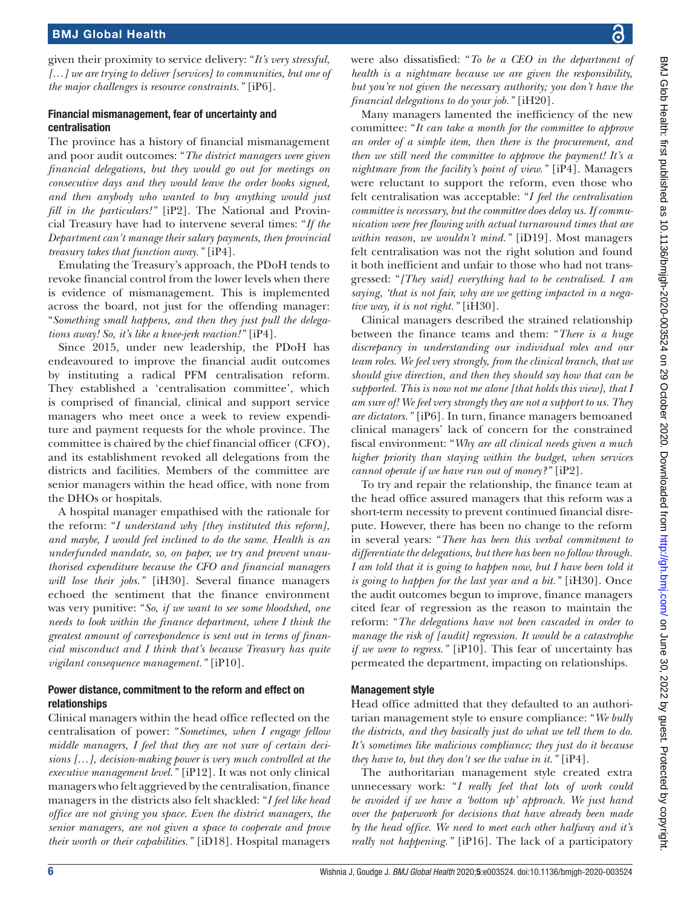given their proximity to service delivery: "*It's very stressful, […] we are trying to deliver [services] to communities, but one of the major challenges is resource constraints.*" [iP6].

### Financial mismanagement, fear of uncertainty and centralisation

The province has a history of financial mismanagement and poor audit outcomes: "*The district managers were given financial delegations, but they would go out for meetings on consecutive days and they would leave the order books signed, and then anybody who wanted to buy anything would just fill in the particulars!*" [iP2]. The National and Provincial Treasury have had to intervene several times: "*If the Department can't manage their salary payments, then provincial treasury takes that function away.*" [iP4].

Emulating the Treasury's approach, the PDoH tends to revoke financial control from the lower levels when there is evidence of mismanagement. This is implemented across the board, not just for the offending manager: "*Something small happens, and then they just pull the delegations away! So, it's like a knee-jerk reaction!*" [iP4].

Since 2015, under new leadership, the PDoH has endeavoured to improve the financial audit outcomes by instituting a radical PFM centralisation reform. They established a 'centralisation committee', which is comprised of financial, clinical and support service managers who meet once a week to review expenditure and payment requests for the whole province. The committee is chaired by the chief financial officer (CFO), and its establishment revoked all delegations from the districts and facilities. Members of the committee are senior managers within the head office, with none from the DHOs or hospitals.

A hospital manager empathised with the rationale for the reform: "*I understand why [they instituted this reform], and maybe, I would feel inclined to do the same. Health is an underfunded mandate, so, on paper, we try and prevent unauthorised expenditure because the CFO and financial managers will lose their jobs.*" [iH30]. Several finance managers echoed the sentiment that the finance environment was very punitive: "*So, if we want to see some bloodshed, one needs to look within the finance department, where I think the greatest amount of correspondence is sent out in terms of financial misconduct and I think that's because Treasury has quite vigilant consequence management.*" [iP10].

### Power distance, commitment to the reform and effect on relationships

Clinical managers within the head office reflected on the centralisation of power: "*Sometimes, when I engage fellow middle managers, I feel that they are not sure of certain decisions […], decision-making power is very much controlled at the executive management level.*" [iP12]. It was not only clinical managers who felt aggrieved by the centralisation, finance managers in the districts also felt shackled: "*I feel like head office are not giving you space. Even the district managers, the senior managers, are not given a space to cooperate and prove their worth or their capabilities.*" [iD18]. Hospital managers were also dissatisfied: "*To be a CEO in the department of health is a nightmare because we are given the responsibility, but you're not given the necessary authority; you don't have the financial delegations to do your job.*" [iH20].

Many managers lamented the inefficiency of the new committee: "*It can take a month for the committee to approve an order of a simple item, then there is the procurement, and then we still need the committee to approve the payment! It's a nightmare from the facility's point of view.*" [iP4]. Managers were reluctant to support the reform, even those who felt centralisation was acceptable: "*I feel the centralisation committee is necessary, but the committee does delay us. If communication were free flowing with actual turnaround times that are within reason, we wouldn't mind.*" [iD19]. Most managers felt centralisation was not the right solution and found it both inefficient and unfair to those who had not transgressed: "*[They said] everything had to be centralised. I am saying, 'that is not fair, why are we getting impacted in a negative way, it is not right.*" [iH30].

Clinical managers described the strained relationship between the finance teams and them: "*There is a huge discrepancy in understanding our individual roles and our team roles. We feel very strongly, from the clinical branch, that we should give direction, and then they should say how that can be supported. This is now not me alone [that holds this view], that I am sure of! We feel very strongly they are not a support to us. They are dictators.*" [iP6]. In turn, finance managers bemoaned clinical managers' lack of concern for the constrained fiscal environment: "*Why are all clinical needs given a much higher priority than staying within the budget, when services cannot operate if we have run out of money?*" [iP2].

To try and repair the relationship, the finance team at the head office assured managers that this reform was a short-term necessity to prevent continued financial disrepute. However, there has been no change to the reform in several years: "*There has been this verbal commitment to differentiate the delegations, but there has been no follow through. I am told that it is going to happen now, but I have been told it is going to happen for the last year and a bit.*" [iH30]. Once the audit outcomes begun to improve, finance managers cited fear of regression as the reason to maintain the reform: "*The delegations have not been cascaded in order to manage the risk of [audit] regression. It would be a catastrophe if we were to regress.*" [iP10]. This fear of uncertainty has permeated the department, impacting on relationships.

### Management style

Head office admitted that they defaulted to an authoritarian management style to ensure compliance: "*We bully the districts, and they basically just do what we tell them to do. It's sometimes like malicious compliance; they just do it because they have to, but they don't see the value in it.*" [iP4].

The authoritarian management style created extra unnecessary work: "*I really feel that lots of work could be avoided if we have a 'bottom up' approach. We just hand over the paperwork for decisions that have already been made by the head office. We need to meet each other halfway and it's really not happening.*" [iP16]. The lack of a participatory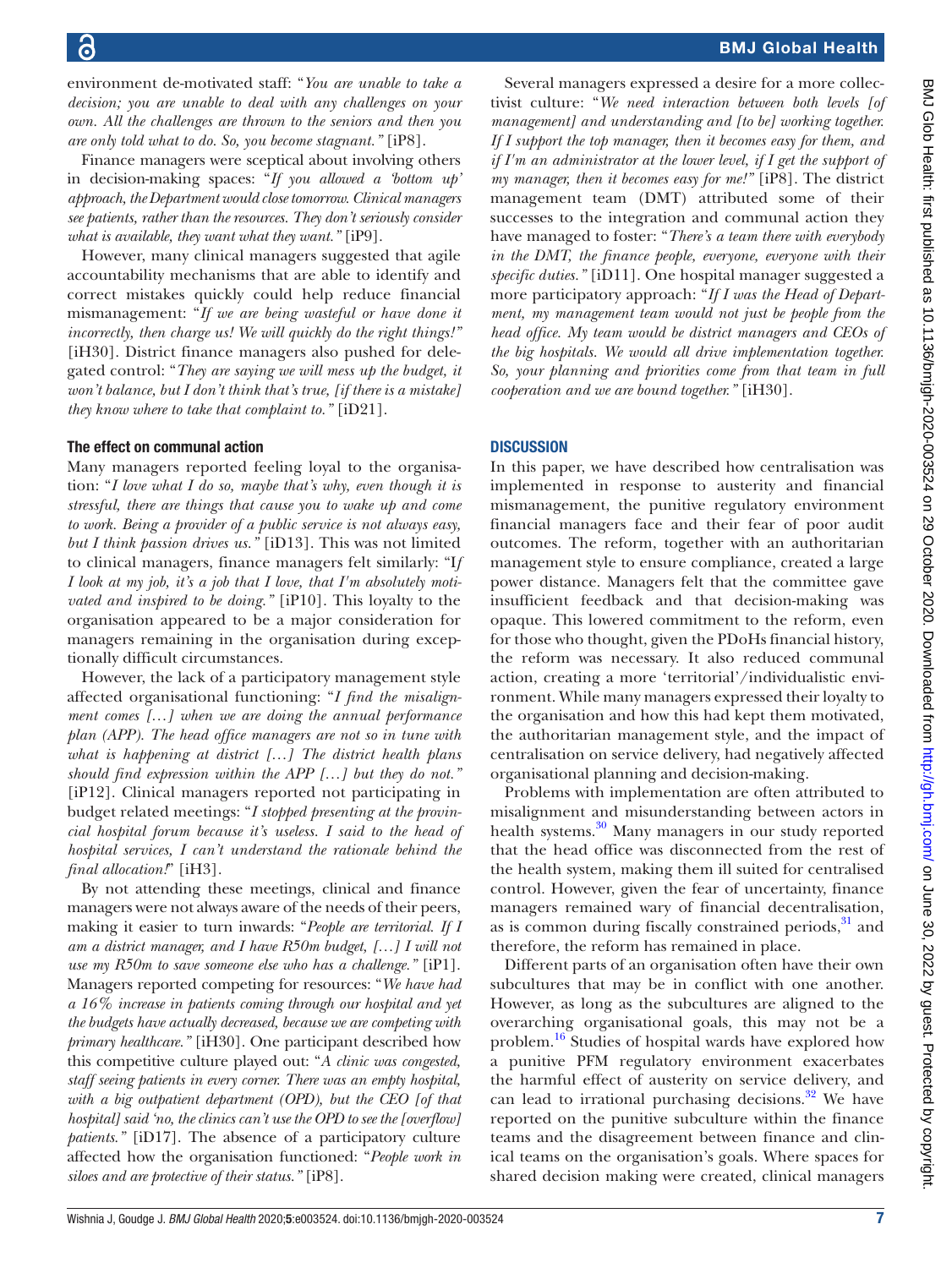environment de-motivated staff: "*You are unable to take a decision; you are unable to deal with any challenges on your own. All the challenges are thrown to the seniors and then you are only told what to do. So, you become stagnant."* [iP8].

Finance managers were sceptical about involving others in decision-making spaces: "*If you allowed a 'bottom up' approach, the Department would close tomorrow. Clinical managers see patients, rather than the resources. They don't seriously consider what is available, they want what they want."* [iP9].

However, many clinical managers suggested that agile accountability mechanisms that are able to identify and correct mistakes quickly could help reduce financial mismanagement: "*If we are being wasteful or have done it incorrectly, then charge us! We will quickly do the right things!"* [iH30]. District finance managers also pushed for delegated control: "*They are saying we will mess up the budget, it won't balance, but I don't think that's true, [if there is a mistake] they know where to take that complaint to."* [iD21].

### The effect on communal action

Many managers reported feeling loyal to the organisation: "*I love what I do so, maybe that's why, even though it is stressful, there are things that cause you to wake up and come to work. Being a provider of a public service is not always easy, but I think passion drives us."* [iD13]. This was not limited to clinical managers, finance managers felt similarly: "I*f I look at my job, it's a job that I love, that I'm absolutely motivated and inspired to be doing."* [iP10]. This loyalty to the organisation appeared to be a major consideration for managers remaining in the organisation during exceptionally difficult circumstances.

However, the lack of a participatory management style affected organisational functioning: "*I find the misalignment comes […] when we are doing the annual performance plan (APP). The head office managers are not so in tune with what is happening at district […] The district health plans should find expression within the APP […] but they do not."* [iP12]. Clinical managers reported not participating in budget related meetings: "*I stopped presenting at the provincial hospital forum because it's useless. I said to the head of hospital services, I can't understand the rationale behind the final allocation!*" [iH3].

By not attending these meetings, clinical and finance managers were not always aware of the needs of their peers, making it easier to turn inwards: "*People are territorial. If I am a district manager, and I have R50m budget, […] I will not use my R50m to save someone else who has a challenge."* [iP1]. Managers reported competing for resources: "*We have had a 16% increase in patients coming through our hospital and yet the budgets have actually decreased, because we are competing with primary healthcare."* [iH30]. One participant described how this competitive culture played out: "*A clinic was congested, staff seeing patients in every corner. There was an empty hospital, with a big outpatient department (OPD), but the CEO [of that hospital] said 'no, the clinics can't use the OPD to see the [overflow] patients."* [iD17]. The absence of a participatory culture affected how the organisation functioned: "*People work in siloes and are protective of their status."* [iP8].

Several managers expressed a desire for a more collectivist culture: "*We need interaction between both levels [of management] and understanding and [to be] working together. If I support the top manager, then it becomes easy for them, and if I'm an administrator at the lower level, if I get the support of my manager, then it becomes easy for me!"* [iP8]. The district management team (DMT) attributed some of their successes to the integration and communal action they have managed to foster: "*There's a team there with everybody in the DMT, the finance people, everyone, everyone with their specific duties."* [iD11]. One hospital manager suggested a more participatory approach: "*If I was the Head of Department, my management team would not just be people from the head office. My team would be district managers and CEOs of the big hospitals. We would all drive implementation together. So, your planning and priorities come from that team in full cooperation and we are bound together."* [iH30].

## DISCUSSION

In this paper, we have described how centralisation was implemented in response to austerity and financial mismanagement, the punitive regulatory environment financial managers face and their fear of poor audit outcomes. The reform, together with an authoritarian management style to ensure compliance, created a large power distance. Managers felt that the committee gave insufficient feedback and that decision-making was opaque. This lowered commitment to the reform, even for those who thought, given the PDoHs financial history, the reform was necessary. It also reduced communal action, creating a more 'territorial'/individualistic environment. While many managers expressed their loyalty to the organisation and how this had kept them motivated, the authoritarian management style, and the impact of centralisation on service delivery, had negatively affected organisational planning and decision-making.

Problems with implementation are often attributed to misalignment and misunderstanding between actors in health systems.[30] Many managers in our study reported that the head office was disconnected from the rest of the health system, making them ill suited for centralised control. However, given the fear of uncertainty, finance managers remained wary of financial decentralisation, as is common during fiscally constrained periods,[31] and therefore, the reform has remained in place.

Different parts of an organisation often have their own subcultures that may be in conflict with one another. However, as long as the subcultures are aligned to the overarching organisational goals, this may not be a problem.[16] Studies of hospital wards have explored how a punitive PFM regulatory environment exacerbates the harmful effect of austerity on service delivery, and can lead to irrational purchasing decisions.[32] We have reported on the punitive subculture within the finance teams and the disagreement between finance and clinical teams on the organisation's goals. Where spaces for shared decision making were created, clinical managers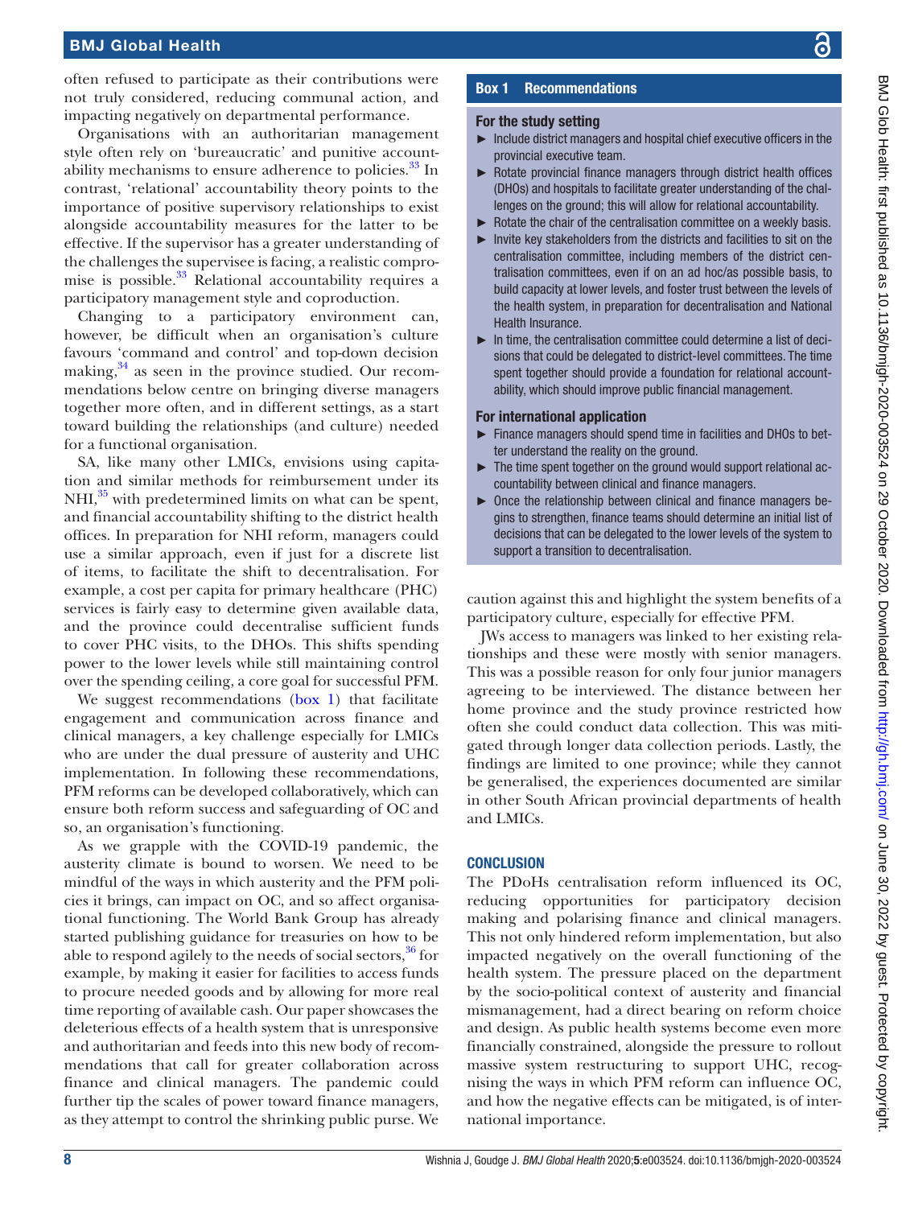often refused to participate as their contributions were not truly considered, reducing communal action, and impacting negatively on departmental performance.

Organisations with an authoritarian management style often rely on 'bureaucratic' and punitive accountability mechanisms to ensure adherence to policies.[33] In contrast, 'relational' accountability theory points to the importance of positive supervisory relationships to exist alongside accountability measures for the latter to be effective. If the supervisor has a greater understanding of the challenges the supervisee is facing, a realistic compromise is possible.[33] Relational accountability requires a participatory management style and coproduction.

Changing to a participatory environment can, however, be difficult when an organisation's culture favours 'command and control' and top-down decision making,[34] as seen in the province studied. Our recommendations below centre on bringing diverse managers together more often, and in different settings, as a start toward building the relationships (and culture) needed for a functional organisation.

SA, like many other LMICs, envisions using capitation and similar methods for reimbursement under its NHI,[35] with predetermined limits on what can be spent, and financial accountability shifting to the district health offices. In preparation for NHI reform, managers could use a similar approach, even if just for a discrete list of items, to facilitate the shift to decentralisation. For example, a cost per capita for primary healthcare (PHC) services is fairly easy to determine given available data, and the province could decentralise sufficient funds to cover PHC visits, to the DHOs. This shifts spending power to the lower levels while still maintaining control over the spending ceiling, a core goal for successful PFM.

We suggest recommendations (box 1) that facilitate engagement and communication across finance and clinical managers, a key challenge especially for LMICs who are under the dual pressure of austerity and UHC implementation. In following these recommendations, PFM reforms can be developed collaboratively, which can ensure both reform success and safeguarding of OC and so, an organisation's functioning.

As we grapple with the COVID-19 pandemic, the austerity climate is bound to worsen. We need to be mindful of the ways in which austerity and the PFM policies it brings, can impact on OC, and so affect organisational functioning. The World Bank Group has already started publishing guidance for treasuries on how to be able to respond agilely to the needs of social sectors,[36] for example, by making it easier for facilities to access funds to procure needed goods and by allowing for more real time reporting of available cash. Our paper showcases the deleterious effects of a health system that is unresponsive and authoritarian and feeds into this new body of recommendations that call for greater collaboration across finance and clinical managers. The pandemic could further tip the scales of power toward finance managers, as they attempt to control the shrinking public purse. We caution against this and highlight the system benefits of a participatory culture, especially for effective PFM.

> **Box 1 Recommendations**
>
> **For the study setting**
>
> - Include district managers and hospital chief executive officers in the provincial executive team.
> - Rotate provincial finance managers through district health offices (DHOs) and hospitals to facilitate greater understanding of the challenges on the ground; this will allow for relational accountability.
> - Rotate the chair of the centralisation committee on a weekly basis.
> - Invite key stakeholders from the districts and facilities to sit on the centralisation committee, including members of the district centralisation committees, even if on an ad hoc/as possible basis, to build capacity at lower levels, and foster trust between the levels of the health system, in preparation for decentralisation and National Health Insurance.
> - In time, the centralisation committee could determine a list of decisions that could be delegated to district-level committees. The time spent together should provide a foundation for relational accountability, which should improve public financial management.
>
> **For international application**
>
> - Finance managers should spend time in facilities and DHOs to better understand the reality on the ground.
> - The time spent together on the ground would support relational accountability between clinical and finance managers.
> - Once the relationship between clinical and finance managers begins to strengthen, finance teams should determine an initial list of decisions that can be delegated to the lower levels of the system to support a transition to decentralisation.

JWs access to managers was linked to her existing relationships and these were mostly with senior managers. This was a possible reason for only four junior managers agreeing to be interviewed. The distance between her home province and the study province restricted how often she could conduct data collection. This was mitigated through longer data collection periods. Lastly, the findings are limited to one province; while they cannot be generalised, the experiences documented are similar in other South African provincial departments of health and LMICs.

## CONCLUSION

The PDoHs centralisation reform influenced its OC, reducing opportunities for participatory decision making and polarising finance and clinical managers. This not only hindered reform implementation, but also impacted negatively on the overall functioning of the health system. The pressure placed on the department by the socio-political context of austerity and financial mismanagement, had a direct bearing on reform choice and design. As public health systems become even more financially constrained, alongside the pressure to rollout massive system restructuring to support UHC, recognising the ways in which PFM reform can influence OC, and how the negative effects can be mitigated, is of international importance.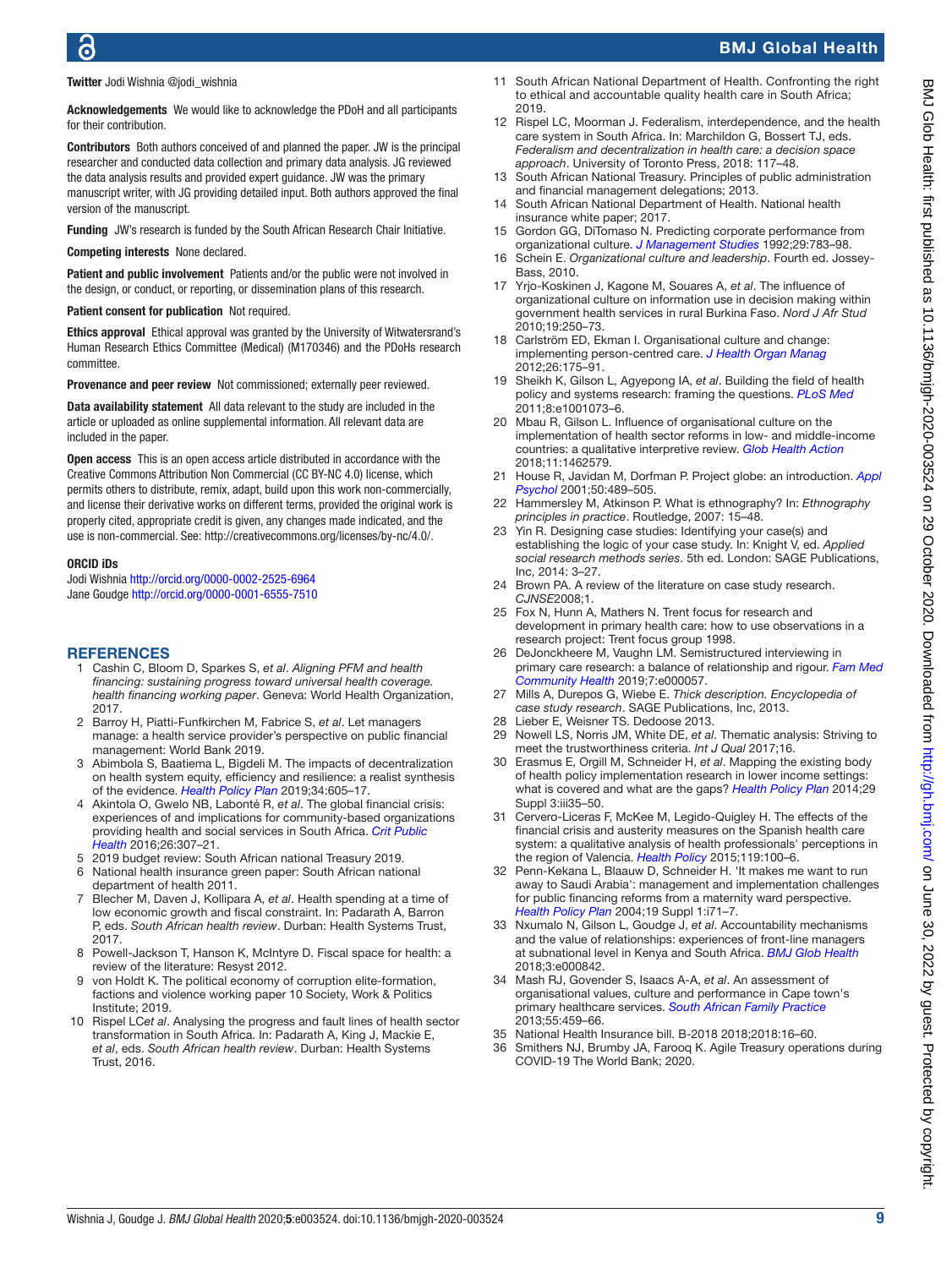**Twitter** Jodi Wishnia @jodi_wishnia

**Acknowledgements** We would like to acknowledge the PDoH and all participants for their contribution.

**Contributors** Both authors conceived of and planned the paper. JW is the principal researcher and conducted data collection and primary data analysis. JG reviewed the data analysis results and provided expert guidance. JW was the primary manuscript writer, with JG providing detailed input. Both authors approved the final version of the manuscript.

**Funding** JW's research is funded by the South African Research Chair Initiative.

**Competing interests** None declared.

**Patient and public involvement** Patients and/or the public were not involved in the design, or conduct, or reporting, or dissemination plans of this research.

**Patient consent for publication** Not required.

**Ethics approval** Ethical approval was granted by the University of Witwatersrand's Human Research Ethics Committee (Medical) (M170346) and the PDoHs research committee.

**Provenance and peer review** Not commissioned; externally peer reviewed.

**Data availability statement** All data relevant to the study are included in the article or uploaded as online supplemental information. All relevant data are included in the paper.

**Open access** This is an open access article distributed in accordance with the Creative Commons Attribution Non Commercial (CC BY-NC 4.0) license, which permits others to distribute, remix, adapt, build upon this work non-commercially, and license their derivative works on different terms, provided the original work is properly cited, appropriate credit is given, any changes made indicated, and the use is non-commercial. See: http://creativecommons.org/licenses/by-nc/4.0/.

#### ORCID iDs

Jodi Wishnia http://orcid.org/0000-0002-2525-6964
Jane Goudge http://orcid.org/0000-0001-6555-7510

## REFERENCES

1. Cashin C, Bloom D, Sparkes S, *et al*. *Aligning PFM and health financing: sustaining progress toward universal health coverage. health financing working paper*. Geneva: World Health Organization, 2017.
2. Barroy H, Piatti-Funfkirchen M, Fabrice S, *et al*. Let managers manage: a health service provider's perspective on public financial management: World Bank 2019.
3. Abimbola S, Baatiema L, Bigdeli M. The impacts of decentralization on health system equity, efficiency and resilience: a realist synthesis of the evidence. *Health Policy Plan* 2019;34:605–17.
4. Akintola O, Gwelo NB, Labonté R, *et al*. The global financial crisis: experiences of and implications for community-based organizations providing health and social services in South Africa. *Crit Public Health* 2016;26:307–21.
5. 2019 budget review: South African national Treasury 2019.
6. National health insurance green paper: South African national department of health 2011.
7. Blecher M, Daven J, Kollipara A, *et al*. Health spending at a time of low economic growth and fiscal constraint. In: Padarath A, Barron P, eds. *South African health review*. Durban: Health Systems Trust, 2017.
8. Powell-Jackson T, Hanson K, McIntyre D. Fiscal space for health: a review of the literature: Resyst 2012.
9. von Holdt K. The political economy of corruption elite-formation, factions and violence working paper 10 Society, Work & Politics Institute; 2019.
10. Rispel LC*et al*. Analysing the progress and fault lines of health sector transformation in South Africa. In: Padarath A, King J, Mackie E, *et al*, eds. *South African health review*. Durban: Health Systems Trust, 2016.
11. South African National Department of Health. Confronting the right to ethical and accountable quality health care in South Africa; 2019.
12. Rispel LC, Moorman J. Federalism, interdependence, and the health care system in South Africa. In: Marchildon G, Bossert TJ, eds. *Federalism and decentralization in health care: a decision space approach*. University of Toronto Press, 2018: 117–48.
13. South African National Treasury. Principles of public administration and financial management delegations; 2013.
14. South African National Department of Health. National health insurance white paper; 2017.
15. Gordon GG, DiTomaso N. Predicting corporate performance from organizational culture. *J Management Studies* 1992;29:783–98.
16. Schein E. *Organizational culture and leadership*. Fourth ed. Jossey-Bass, 2010.
17. Yrjo-Koskinen J, Kagone M, Souares A, *et al*. The influence of organizational culture on information use in decision making within government health services in rural Burkina Faso. *Nord J Afr Stud* 2010;19:250–73.
18. Carlström ED, Ekman I. Organisational culture and change: implementing person-centred care. *J Health Organ Manag* 2012;26:175–91.
19. Sheikh K, Gilson L, Agyepong IA, *et al*. Building the field of health policy and systems research: framing the questions. *PLoS Med* 2011;8:e1001073–6.
20. Mbau R, Gilson L. Influence of organisational culture on the implementation of health sector reforms in low- and middle-income countries: a qualitative interpretive review. *Glob Health Action* 2018;11:1462579.
21. House R, Javidan M, Dorfman P. Project globe: an introduction. *Appl Psychol* 2001;50:489–505.
22. Hammersley M, Atkinson P. What is ethnography? In: *Ethnography principles in practice*. Routledge, 2007: 15–48.
23. Yin R. Designing case studies: Identifying your case(s) and establishing the logic of your case study. In: Knight V, ed. *Applied social research methods series*. 5th ed. London: SAGE Publications, Inc, 2014: 3–27.
24. Brown PA. A review of the literature on case study research. *CJNSE*2008;1.
25. Fox N, Hunn A, Mathers N. Trent focus for research and development in primary health care: how to use observations in a research project: Trent focus group 1998.
26. DeJonckheere M, Vaughn LM. Semistructured interviewing in primary care research: a balance of relationship and rigour. *Fam Med Community Health* 2019;7:e000057.
27. Mills A, Durepos G, Wiebe E. *Thick description. Encyclopedia of case study research*. SAGE Publications, Inc, 2013.
28. Lieber E, Weisner TS. Dedoose 2013.
29. Nowell LS, Norris JM, White DE, *et al*. Thematic analysis: Striving to meet the trustworthiness criteria. *Int J Qual* 2017;16.
30. Erasmus E, Orgill M, Schneider H, *et al*. Mapping the existing body of health policy implementation research in lower income settings: what is covered and what are the gaps? *Health Policy Plan* 2014;29 Suppl 3:iii35–50.
31. Cervero-Liceras F, McKee M, Legido-Quigley H. The effects of the financial crisis and austerity measures on the Spanish health care system: a qualitative analysis of health professionals' perceptions in the region of Valencia. *Health Policy* 2015;119:100–6.
32. Penn-Kekana L, Blaauw D, Schneider H. 'It makes me want to run away to Saudi Arabia': management and implementation challenges for public financing reforms from a maternity ward perspective. *Health Policy Plan* 2004;19 Suppl 1:i71–7.
33. Nxumalo N, Gilson L, Goudge J, *et al*. Accountability mechanisms and the value of relationships: experiences of front-line managers at subnational level in Kenya and South Africa. *BMJ Glob Health* 2018;3:e000842.
34. Mash RJ, Govender S, Isaacs A-A, *et al*. An assessment of organisational values, culture and performance in Cape town's primary healthcare services. *South African Family Practice* 2013;55:459–66.
35. National Health Insurance bill. B-2018 2018;2018:16–60.
36. Smithers NJ, Brumby JA, Farooq K. Agile Treasury operations during COVID-19 The World Bank; 2020.